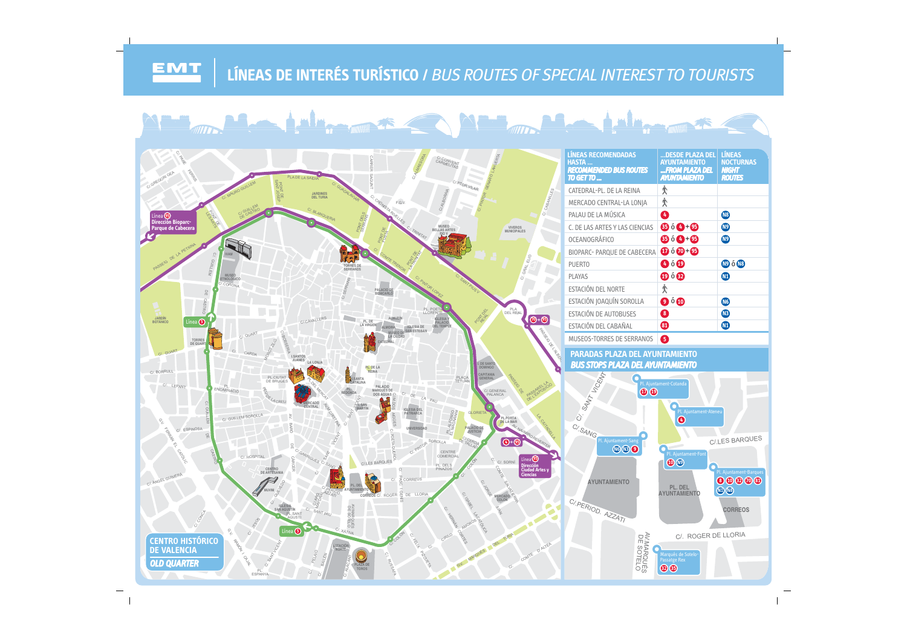# LÍNEAS DE INTERÉS TURÍSTICO / *BUS ROUTES OF SPECIAL INTEREST TO TOURISTS*

| LÍNEAS RECOMENDADAS HASTA ... *RECOMMENDED BUS ROUTES TO GET TO ...* | ...DESDE PLAZA DEL AYUNTAMIENTO *...FROM PLAZA DEL AYUNTAMIENTO* | LÍNEAS NOCTURNAS *NIGHT ROUTES* |
|---|---|---|
| CATEDRAL-PL. DE LA REINA | 🚶 | |
| MERCADO CENTRAL-LA LONJA | 🚶 | |
| PALAU DE LA MÚSICA | 4 | N8 |
| C. DE LAS ARTES Y LAS CIENCIAS | 35 ó 4 + 95 | N9 |
| OCEANOGRÁFICO | 35 ó 4 + 95 | N9 |
| BIOPARC- PARQUE DE CABECERA | 17 ó 70 + 95 | |
| PUERTO | 4 ó 19 | N9 ó N8 |
| PLAYAS | 19 ó 32 | N1 |
| ESTACIÓN DEL NORTE | 🚶 | |
| ESTACIÓN JOAQUÍN SOROLLA | 9 ó 10 | N6 |
| ESTACIÓN DE AUTOBUSES | 8 | N3 |
| ESTACIÓN DEL CABAÑAL | 81 | N1 |
| MUSEOS-TORRES DE SERRANOS | 5 | |

## PARADAS PLAZA DEL AYUNTAMIENTO / *BUS STOPS PLAZA DEL AYUNTAMIENTO*

- Pl. Ajuntament-Cotanda: 17, 19
- Pl. Ajuntament-Ateneu: 4
- Pl. Ajuntament-Sang: N6, N3, 9
- Pl. Ajuntament-Font: 10, N9
- Pl. Ajuntament-Barques: 8, 10, 32, 70, 81, N1, N8
- Marqués de Sotelo-Passatge Rex: 32, 35

## CENTRO HISTÓRICO DE VALENCIA / *OLD QUARTER*

- Línea 95: Dirección Bioparc-Parque de Cabecera
- Línea 95: Dirección Ciudad Artes y Ciencias
- Línea 5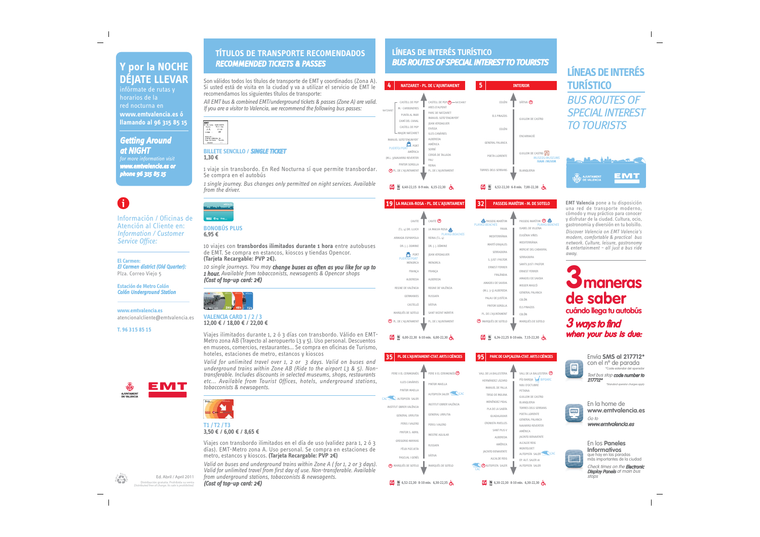## Y por la NOCHE DÉJATE LLEVAR

infórmate de rutas y horarios de la red nocturna en **www.emtvalencia.es ó llamando al 96 315 85 15**

***Getting Around at NIGHT***

*for more information visit **www.emtvalencia.es or phone 96 315 85 15***

Información / Oficinas de Atención al Cliente en:
*Information / Customer Service Office:*

**El Carmen:**
***El Carmen district (Old Quarter):***
Plza. Correo Viejo 5

**Estación de Metro Colón**
***Colón Underground Station***

**www.emtvalencia.es**
atencionalcliente@emtvalencia.es

**T. 96 315 85 15**

AJUNTAMENT DE VALÈNCIA — EMT

Ed. Abril / April 2011
Distribución gratuita. Prohibida su venta
*Distributed free of charge. Its sale is prohibited.*

## TÍTULOS DE TRANSPORTE RECOMENDADOS
## *RECOMMENDED TICKETS & PASSES*

Son válidos todos los títulos de transporte de EMT y coordinados (Zona A). Si usted está de visita en la ciudad y va a utilizar el servicio de EMT le recomendamos los siguientes títulos de transporte:

*All EMT bus & combined EMT/underground tickets & passes (Zone A) are valid. If you are a visitor to Valencia, we recommend the following bus passes:*

### BILLETE SENCILLO / *SINGLE TICKET*
**1,30 €**

1 viaje sin transbordo. En Red Nocturna sí que permite transbordar. Se compra en el autobús

*1 single journey. Bus changes only permitted on night services. Available from the driver.*

### BONOBÚS PLUS
**6,95 €**

10 viajes con **transbordos ilimitados durante 1 hora** entre autobuses de EMT. Se compra en estancos, kioscos y tiendas Opencor.
**(Tarjeta Recargable: PVP 2€).**

*10 single journeys. You may **change buses as often as you like for up to 1 hour.** Available from tobacconists, newsagents & Opencor shops*
***(Cost of top-up card: 2€)***

### VALENCIA CARD 1 / 2 / 3
**12,00 € / 18,00 € / 22,00 €**

Viajes ilimitados durante 1, 2 ó 3 días con transbordo. Válido en EMT-Metro zona AB (Trayecto al aeropuerto L3 y 5). Uso personal. Descuentos en museos, comercios, restaurantes... Se compra en oficinas de Turismo, hoteles, estaciones de metro, estancos y kioscos

*Valid for unlimited travel over 1, 2 or 3 days. Valid on buses and underground trains within Zone AB (Ride to the airport L3 & 5). Non-transferable. Includes discounts in selected museums, shops, restaurants etc... Available from Tourist Offices, hotels, underground stations, tobacconists & newsagents.*

### T1 / T2 / T3
**3,50 € / 6,00 € / 8,65 €**

Viajes con transbordo ilimitados en el día de uso (validez para 1, 2 ó 3 días). EMT-Metro zona A. Uso personal. Se compra en estaciones de metro, estancos y kioscos. **(Tarjeta Recargable: PVP 2€)**

*Valid on buses and underground trains within Zone A ( for 1, 2 or 3 days). Valid for unlimited travel from first day of use. Non-transferable. Available from underground stations, tobacconists & newsagents.*
***(Cost of top-up card: 2€)***

## LÍNEAS DE INTERÉS TURÍSTICO
## *BUS ROUTES OF SPECIAL INTEREST TO TOURISTS*

### 4 NATZARET - PL. DE L'AJUNTAMENT

Outbound: Castell de Pop, M.- Carboneres, Punta al Mar, Camí del Canal, Castell de Pop, Major Natzaret (Natzaret), Manuel Soto "Enginyer", Port (Puerto/Port), Amèrica, (M.L. 3) Navarro Reverter, Pintor Sorolla, Pl. de l'Ajuntament

Return: Castell de Pop — Natzaret, Ares d'Alpont, Parc de Natzaret, Manuel Soto "Enginyer", Joan Verdaguer, Envisa, Illes Canàries, Albereda, Amèrica, Sorní, Cerdà de Tallada, Pau, Reina, Pl. de l'Ajuntament

6,40-22,15 8-9 min. 6,15-22,30

### 5 INTERIOR

Colón, Els Pinazos, Colón, General Palanca, Poeta Llorente, Torres dels Serrans
Xàtiva, Guillem de Castro, Encarnació, Guillem de Castro (Museus/Museums IVAM / MUVIM), Blanqueria

6,52-22,30 6-8 min. 7,00-22,38

### 19 LA MALVA-ROSA - PL. DE L'AJUNTAMENT

Outbound: Cavite, (T.L. 4) Dr. Lluch, Armada Espanyola, Dr. J. J. Dómine, Port (Puerto/Port), Menorca, França, Albereda, Regne de València, Germanies, Castelló, Marqués de Sotelo, Pl. de l'Ajuntament

Return: Cavite, La Malva-Rosa (Playas/Beaches), Reina (T.L. 4), Dr. J. J. Dómine, Joan Verdaguer, Menorca, França, Albereda, Regne de València, Russafa, Xàtiva, Sant Vicent Màrtir, Pl. de l'Ajuntament

6,00-22,30 6-10 min. 6,00-22,30

### 32 PASSEIG MARÍTIM - M. DE SOTELO

Outbound: Passeig Marítim (Playas/Beaches), Pavia, Mediterrània, Martí Grajales, Serradora, S. Just i Pastor, Ernest Ferrer, Finlàndia, Amadeu de Savoia, (M.L. 3-5) Albereda, Palau de Justícia, Pintor Sorolla, Pl. de l'Ajuntament, Marqués de Sotelo

Return: Passeig Marítim (Playas/Beaches), Isabel de Villena, Eugènia Viñes, Mediterrània, Mercat del Cabanyal, Serradora, Sants Just i Pastor, Ernest Ferrer, Amadeu de Savoia, Misser Mascó, General Palanca, Colón, Els Pinazos, Colón, Marqués de Sotelo

6,34-22,25 8-10 min. 7,15-22,30

### 35 PL. DE L'AJUNTAMENT-CTAT. ARTS I CIÈNCIES

Outbound: Pere III el Cerimoniós, Illes Canàries, Pintor Maella, Autopista Saler (CAC), Institut Obrer València, General Urrutia, Peris i Valero, Pintor S. Abril, Gregorio Mayans, Fèlix Pizcueta, Pascual i Genís, Marqués de Sotelo

Return: Pere III el Cerimoniós, Pintor Maella, Autopista Saler (CAC), Institut Obrer València, General Urrutia, Peris i Valero, Mestre Aguilar, Russafa, Xàtiva, Marqués de Sotelo

6,52-22,30 8-10 min. 6,30-22,35

### 95 PARC DE CAPÇALERA-CTAT. ARTS I CIÈNCIES

Outbound: Vall de la Ballestera, Hernández Lázaro, Manuel de Falla, Tirso de Molina, Menéndez Pidal, Pla de la Saïdia, Guadalaviar, Cronista Rivelles, Sant Pius V, Albereda, Amèrica, Jacinto Benavente, Alcalde Reig, Autopista Saler (CAC)

Return: Vall de la Ballestera, Pío Baroja (Bioparc), Nou d'Octubre, Petxina, Guillem de Castro, Blanqueria, Torres dels Serrans, Poeta Llorente, General Palanca, Navarro Reverter, Amèrica, Jacinto Benavente, Alcalde Reig, Montolivet, Autopista Saler (CAC), Ef. Aut. Saler 18, Autopista Saler

6,30-22,30 8-10 min. 6,30-22,30

## LÍNEAS DE INTERÉS TURÍSTICO
## *BUS ROUTES OF SPECIAL INTEREST TO TOURISTS*

AJUNTAMENT DE VALÈNCIA — EMT

**EMT Valencia** pone a tu disposición una red de transporte moderno, cómodo y muy práctico para conocer y disfrutar de la ciudad. Cultura, ocio, gastronomía y diversión en tu bolsillo.

*Discover Valencia on EMT Valencia's modern, comfortable & practical bus network. Culture, leisure, gastronomy & entertainment – all just a bus ride away.*

## 3 maneras de saber cuándo llega tu autobús
## *3 ways to find when your bus is due:*

Envía **SMS al 217712*** con el nº de parada
*Coste estándar del operador
*Text bus stop **code number to 217712***
*Standard operator charges apply

En la home de **www.emtvalencia.es**
*Go to **www.emtvalencia.es***

En los **Paneles Informativos** que hay en las paradas más importantes de la ciudad
*Check times on the **Electronic Display Panels** at main bus stops*